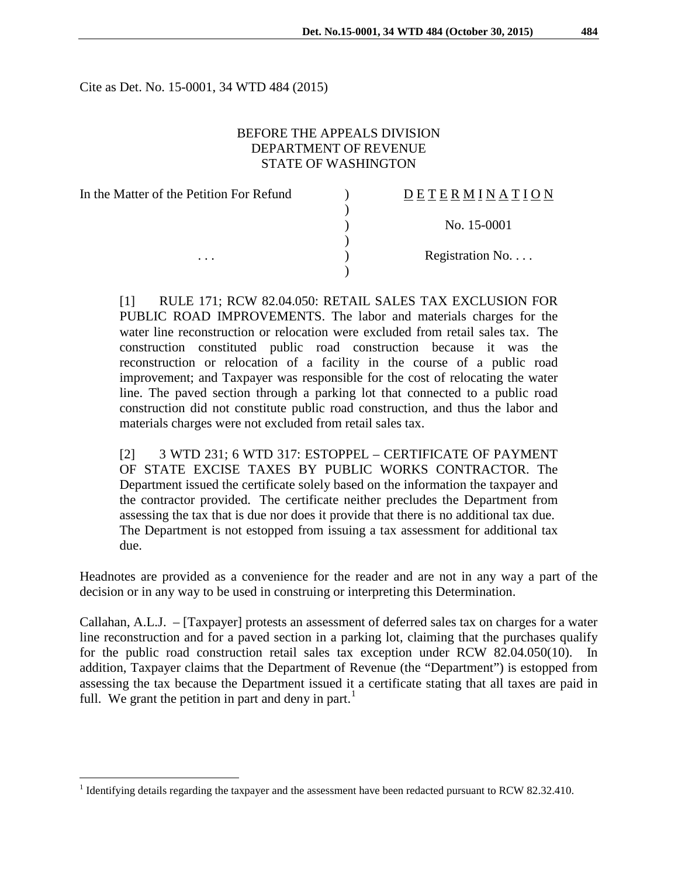Cite as Det. No. 15-0001, 34 WTD 484 (2015)

BEFORE THE APPEALS DIVISION
DEPARTMENT OF REVENUE
STATE OF WASHINGTON

| In the Matter of the Petition For Refund | ) | DETERMINATION |
|---|---|---|
| | ) | |
| | ) | No. 15-0001 |
| | ) | |
| . . . | ) | Registration No. . . . |
| | ) | |

[1] RULE 171; RCW 82.04.050: RETAIL SALES TAX EXCLUSION FOR PUBLIC ROAD IMPROVEMENTS. The labor and materials charges for the water line reconstruction or relocation were excluded from retail sales tax. The construction constituted public road construction because it was the reconstruction or relocation of a facility in the course of a public road improvement; and Taxpayer was responsible for the cost of relocating the water line. The paved section through a parking lot that connected to a public road construction did not constitute public road construction, and thus the labor and materials charges were not excluded from retail sales tax.

[2] 3 WTD 231; 6 WTD 317: ESTOPPEL – CERTIFICATE OF PAYMENT OF STATE EXCISE TAXES BY PUBLIC WORKS CONTRACTOR. The Department issued the certificate solely based on the information the taxpayer and the contractor provided. The certificate neither precludes the Department from assessing the tax that is due nor does it provide that there is no additional tax due. The Department is not estopped from issuing a tax assessment for additional tax due.

Headnotes are provided as a convenience for the reader and are not in any way a part of the decision or in any way to be used in construing or interpreting this Determination.

Callahan, A.L.J. – [Taxpayer] protests an assessment of deferred sales tax on charges for a water line reconstruction and for a paved section in a parking lot, claiming that the purchases qualify for the public road construction retail sales tax exception under RCW 82.04.050(10). In addition, Taxpayer claims that the Department of Revenue (the "Department") is estopped from assessing the tax because the Department issued it a certificate stating that all taxes are paid in full. We grant the petition in part and deny in part.[1]

[1] Identifying details regarding the taxpayer and the assessment have been redacted pursuant to RCW 82.32.410.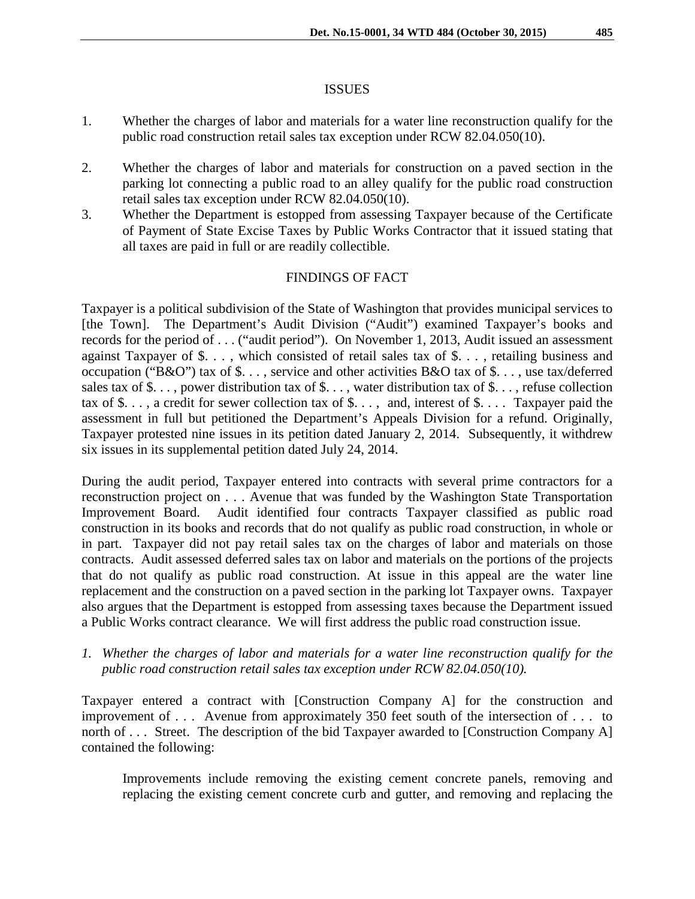## ISSUES

1. Whether the charges of labor and materials for a water line reconstruction qualify for the public road construction retail sales tax exception under RCW 82.04.050(10).

2. Whether the charges of labor and materials for construction on a paved section in the parking lot connecting a public road to an alley qualify for the public road construction retail sales tax exception under RCW 82.04.050(10).

3. Whether the Department is estopped from assessing Taxpayer because of the Certificate of Payment of State Excise Taxes by Public Works Contractor that it issued stating that all taxes are paid in full or are readily collectible.

## FINDINGS OF FACT

Taxpayer is a political subdivision of the State of Washington that provides municipal services to [the Town]. The Department's Audit Division ("Audit") examined Taxpayer's books and records for the period of . . . ("audit period"). On November 1, 2013, Audit issued an assessment against Taxpayer of $. . . , which consisted of retail sales tax of $. . . , retailing business and occupation ("B&O") tax of $. . . , service and other activities B&O tax of $. . . , use tax/deferred sales tax of $. . . , power distribution tax of $. . . , water distribution tax of $. . . , refuse collection tax of $. . . , a credit for sewer collection tax of $. . . , and, interest of $. . . . Taxpayer paid the assessment in full but petitioned the Department's Appeals Division for a refund. Originally, Taxpayer protested nine issues in its petition dated January 2, 2014. Subsequently, it withdrew six issues in its supplemental petition dated July 24, 2014.

During the audit period, Taxpayer entered into contracts with several prime contractors for a reconstruction project on . . . Avenue that was funded by the Washington State Transportation Improvement Board. Audit identified four contracts Taxpayer classified as public road construction in its books and records that do not qualify as public road construction, in whole or in part. Taxpayer did not pay retail sales tax on the charges of labor and materials on those contracts. Audit assessed deferred sales tax on labor and materials on the portions of the projects that do not qualify as public road construction. At issue in this appeal are the water line replacement and the construction on a paved section in the parking lot Taxpayer owns. Taxpayer also argues that the Department is estopped from assessing taxes because the Department issued a Public Works contract clearance. We will first address the public road construction issue.

*1. Whether the charges of labor and materials for a water line reconstruction qualify for the public road construction retail sales tax exception under RCW 82.04.050(10).*

Taxpayer entered a contract with [Construction Company A] for the construction and improvement of . . . Avenue from approximately 350 feet south of the intersection of . . . to north of . . . Street. The description of the bid Taxpayer awarded to [Construction Company A] contained the following:

> Improvements include removing the existing cement concrete panels, removing and replacing the existing cement concrete curb and gutter, and removing and replacing the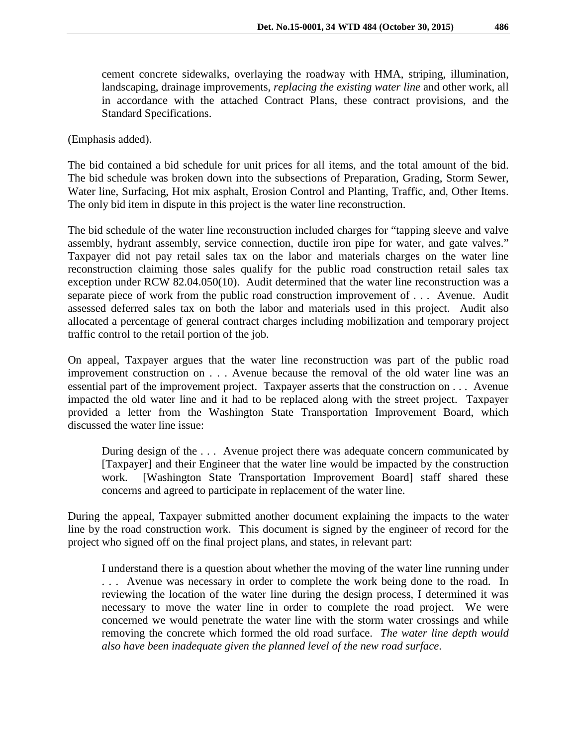> cement concrete sidewalks, overlaying the roadway with HMA, striping, illumination, landscaping, drainage improvements, *replacing the existing water line* and other work, all in accordance with the attached Contract Plans, these contract provisions, and the Standard Specifications.

(Emphasis added).

The bid contained a bid schedule for unit prices for all items, and the total amount of the bid. The bid schedule was broken down into the subsections of Preparation, Grading, Storm Sewer, Water line, Surfacing, Hot mix asphalt, Erosion Control and Planting, Traffic, and, Other Items. The only bid item in dispute in this project is the water line reconstruction.

The bid schedule of the water line reconstruction included charges for "tapping sleeve and valve assembly, hydrant assembly, service connection, ductile iron pipe for water, and gate valves." Taxpayer did not pay retail sales tax on the labor and materials charges on the water line reconstruction claiming those sales qualify for the public road construction retail sales tax exception under RCW 82.04.050(10). Audit determined that the water line reconstruction was a separate piece of work from the public road construction improvement of . . . Avenue. Audit assessed deferred sales tax on both the labor and materials used in this project. Audit also allocated a percentage of general contract charges including mobilization and temporary project traffic control to the retail portion of the job.

On appeal, Taxpayer argues that the water line reconstruction was part of the public road improvement construction on . . . Avenue because the removal of the old water line was an essential part of the improvement project. Taxpayer asserts that the construction on . . . Avenue impacted the old water line and it had to be replaced along with the street project. Taxpayer provided a letter from the Washington State Transportation Improvement Board, which discussed the water line issue:

> During design of the . . . Avenue project there was adequate concern communicated by [Taxpayer] and their Engineer that the water line would be impacted by the construction work. [Washington State Transportation Improvement Board] staff shared these concerns and agreed to participate in replacement of the water line.

During the appeal, Taxpayer submitted another document explaining the impacts to the water line by the road construction work. This document is signed by the engineer of record for the project who signed off on the final project plans, and states, in relevant part:

> I understand there is a question about whether the moving of the water line running under . . . Avenue was necessary in order to complete the work being done to the road. In reviewing the location of the water line during the design process, I determined it was necessary to move the water line in order to complete the road project. We were concerned we would penetrate the water line with the storm water crossings and while removing the concrete which formed the old road surface. *The water line depth would also have been inadequate given the planned level of the new road surface*.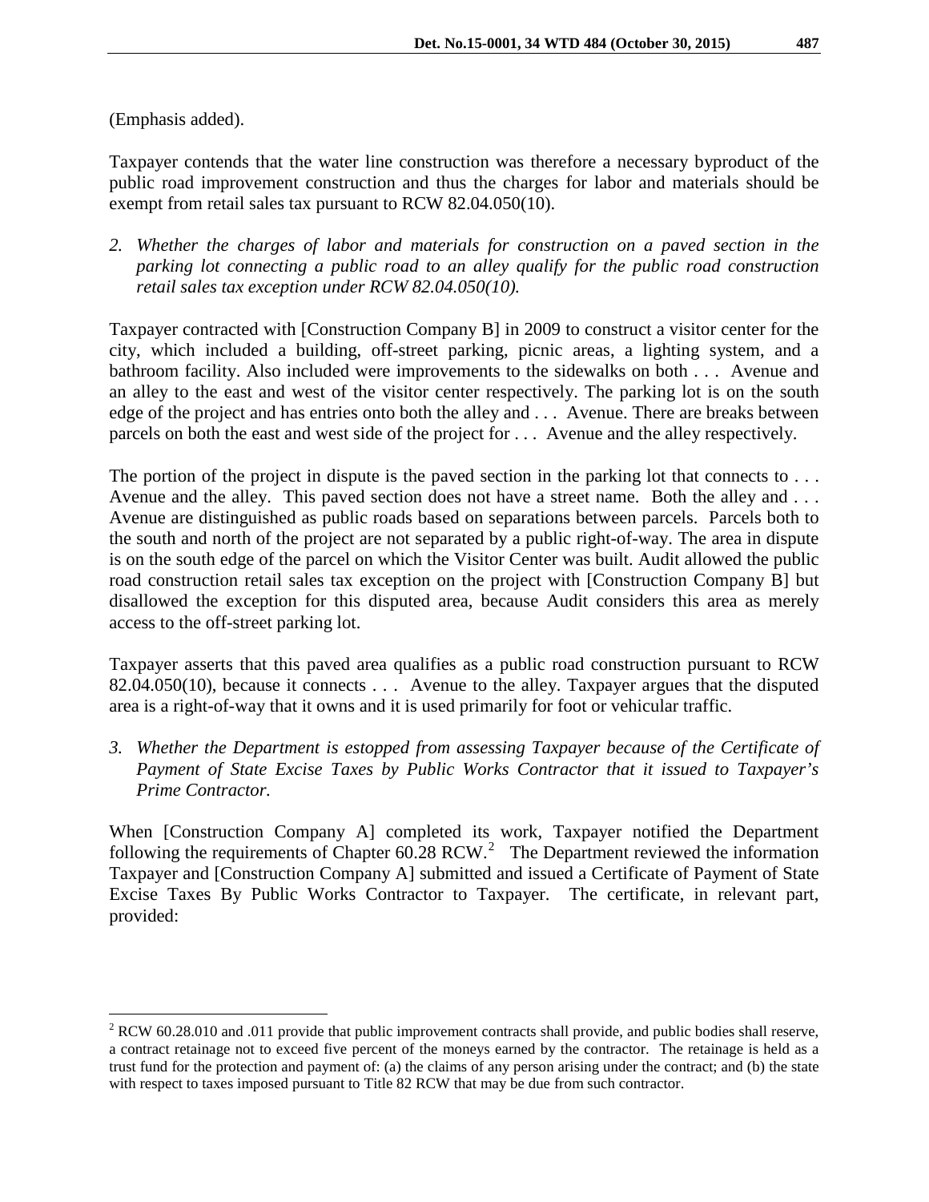(Emphasis added).

Taxpayer contends that the water line construction was therefore a necessary byproduct of the public road improvement construction and thus the charges for labor and materials should be exempt from retail sales tax pursuant to RCW 82.04.050(10).

2. *Whether the charges of labor and materials for construction on a paved section in the parking lot connecting a public road to an alley qualify for the public road construction retail sales tax exception under RCW 82.04.050(10).*

Taxpayer contracted with [Construction Company B] in 2009 to construct a visitor center for the city, which included a building, off-street parking, picnic areas, a lighting system, and a bathroom facility. Also included were improvements to the sidewalks on both . . . Avenue and an alley to the east and west of the visitor center respectively. The parking lot is on the south edge of the project and has entries onto both the alley and . . . Avenue. There are breaks between parcels on both the east and west side of the project for . . . Avenue and the alley respectively.

The portion of the project in dispute is the paved section in the parking lot that connects to . . . Avenue and the alley. This paved section does not have a street name. Both the alley and . . . Avenue are distinguished as public roads based on separations between parcels. Parcels both to the south and north of the project are not separated by a public right-of-way. The area in dispute is on the south edge of the parcel on which the Visitor Center was built. Audit allowed the public road construction retail sales tax exception on the project with [Construction Company B] but disallowed the exception for this disputed area, because Audit considers this area as merely access to the off-street parking lot.

Taxpayer asserts that this paved area qualifies as a public road construction pursuant to RCW 82.04.050(10), because it connects . . . Avenue to the alley. Taxpayer argues that the disputed area is a right-of-way that it owns and it is used primarily for foot or vehicular traffic.

3. *Whether the Department is estopped from assessing Taxpayer because of the Certificate of Payment of State Excise Taxes by Public Works Contractor that it issued to Taxpayer's Prime Contractor.*

When [Construction Company A] completed its work, Taxpayer notified the Department following the requirements of Chapter 60.28 RCW.[2] The Department reviewed the information Taxpayer and [Construction Company A] submitted and issued a Certificate of Payment of State Excise Taxes By Public Works Contractor to Taxpayer. The certificate, in relevant part, provided:

[2] RCW 60.28.010 and .011 provide that public improvement contracts shall provide, and public bodies shall reserve, a contract retainage not to exceed five percent of the moneys earned by the contractor. The retainage is held as a trust fund for the protection and payment of: (a) the claims of any person arising under the contract; and (b) the state with respect to taxes imposed pursuant to Title 82 RCW that may be due from such contractor.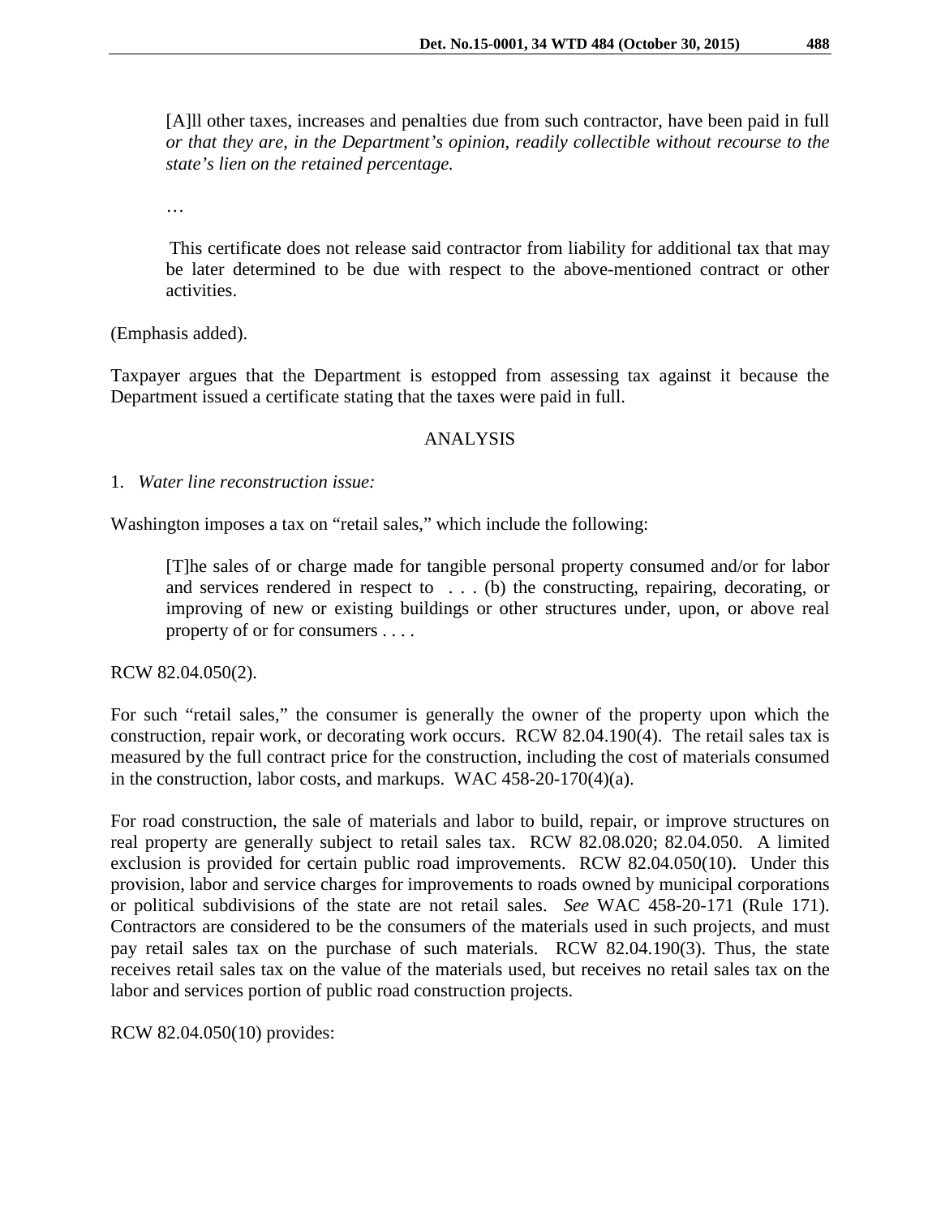> [A]ll other taxes, increases and penalties due from such contractor, have been paid in full *or that they are, in the Department's opinion, readily collectible without recourse to the state's lien on the retained percentage.*
>
> …
>
> This certificate does not release said contractor from liability for additional tax that may be later determined to be due with respect to the above-mentioned contract or other activities.

(Emphasis added).

Taxpayer argues that the Department is estopped from assessing tax against it because the Department issued a certificate stating that the taxes were paid in full.

## ANALYSIS

1. *Water line reconstruction issue:*

Washington imposes a tax on "retail sales," which include the following:

> [T]he sales of or charge made for tangible personal property consumed and/or for labor and services rendered in respect to . . . (b) the constructing, repairing, decorating, or improving of new or existing buildings or other structures under, upon, or above real property of or for consumers . . . .

RCW 82.04.050(2).

For such "retail sales," the consumer is generally the owner of the property upon which the construction, repair work, or decorating work occurs. RCW 82.04.190(4). The retail sales tax is measured by the full contract price for the construction, including the cost of materials consumed in the construction, labor costs, and markups. WAC 458-20-170(4)(a).

For road construction, the sale of materials and labor to build, repair, or improve structures on real property are generally subject to retail sales tax. RCW 82.08.020; 82.04.050. A limited exclusion is provided for certain public road improvements. RCW 82.04.050(10). Under this provision, labor and service charges for improvements to roads owned by municipal corporations or political subdivisions of the state are not retail sales. *See* WAC 458-20-171 (Rule 171). Contractors are considered to be the consumers of the materials used in such projects, and must pay retail sales tax on the purchase of such materials. RCW 82.04.190(3). Thus, the state receives retail sales tax on the value of the materials used, but receives no retail sales tax on the labor and services portion of public road construction projects.

RCW 82.04.050(10) provides: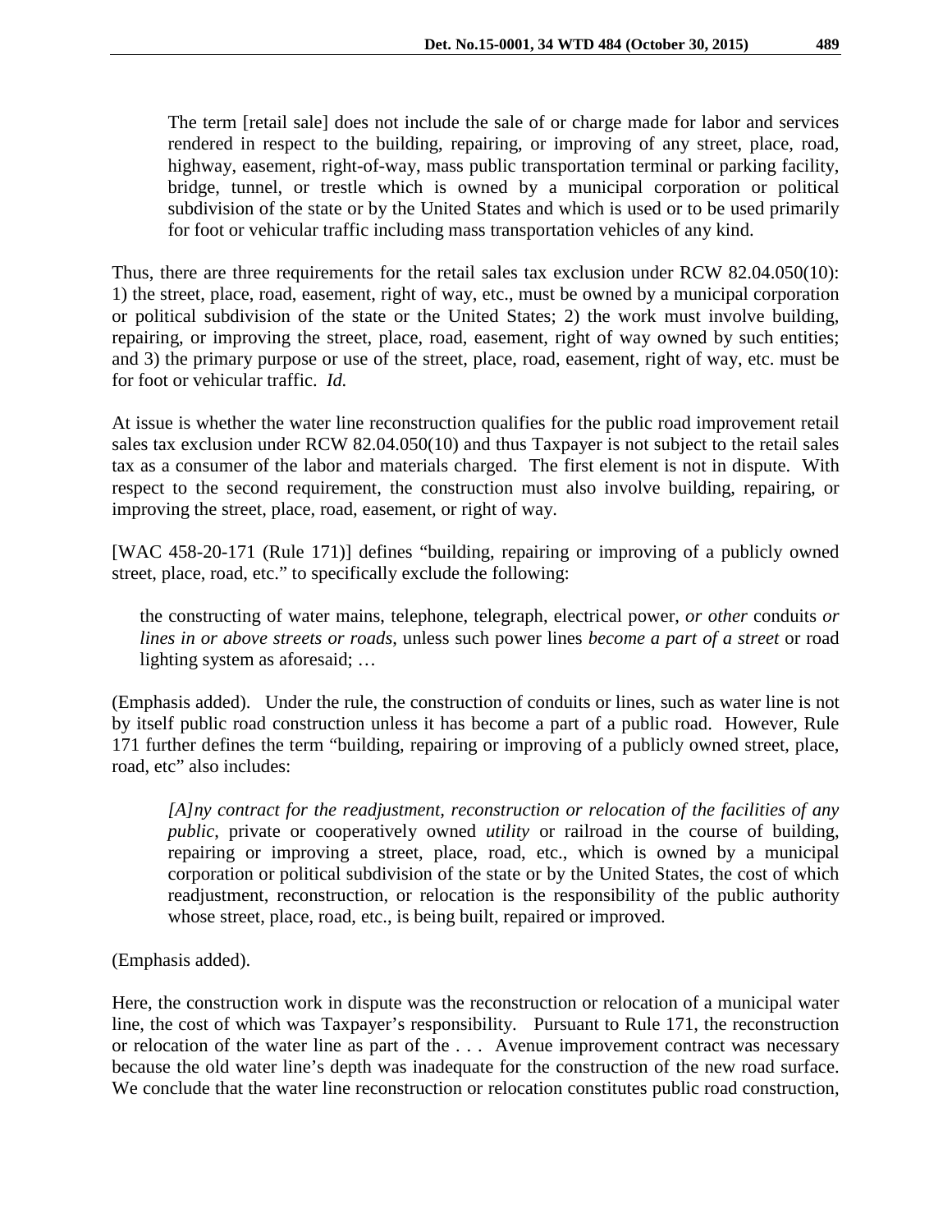> The term [retail sale] does not include the sale of or charge made for labor and services rendered in respect to the building, repairing, or improving of any street, place, road, highway, easement, right-of-way, mass public transportation terminal or parking facility, bridge, tunnel, or trestle which is owned by a municipal corporation or political subdivision of the state or by the United States and which is used or to be used primarily for foot or vehicular traffic including mass transportation vehicles of any kind.

Thus, there are three requirements for the retail sales tax exclusion under RCW 82.04.050(10): 1) the street, place, road, easement, right of way, etc., must be owned by a municipal corporation or political subdivision of the state or the United States; 2) the work must involve building, repairing, or improving the street, place, road, easement, right of way owned by such entities; and 3) the primary purpose or use of the street, place, road, easement, right of way, etc. must be for foot or vehicular traffic. *Id.*

At issue is whether the water line reconstruction qualifies for the public road improvement retail sales tax exclusion under RCW 82.04.050(10) and thus Taxpayer is not subject to the retail sales tax as a consumer of the labor and materials charged. The first element is not in dispute. With respect to the second requirement, the construction must also involve building, repairing, or improving the street, place, road, easement, or right of way.

[WAC 458-20-171 (Rule 171)] defines "building, repairing or improving of a publicly owned street, place, road, etc." to specifically exclude the following:

> the constructing of water mains, telephone, telegraph, electrical power, *or other* conduits *or lines in or above streets or roads*, unless such power lines *become a part of a street* or road lighting system as aforesaid; …

(Emphasis added). Under the rule, the construction of conduits or lines, such as water line is not by itself public road construction unless it has become a part of a public road. However, Rule 171 further defines the term "building, repairing or improving of a publicly owned street, place, road, etc" also includes:

> *[A]ny contract for the readjustment, reconstruction or relocation of the facilities of any public*, private or cooperatively owned *utility* or railroad in the course of building, repairing or improving a street, place, road, etc., which is owned by a municipal corporation or political subdivision of the state or by the United States, the cost of which readjustment, reconstruction, or relocation is the responsibility of the public authority whose street, place, road, etc., is being built, repaired or improved.

(Emphasis added).

Here, the construction work in dispute was the reconstruction or relocation of a municipal water line, the cost of which was Taxpayer's responsibility. Pursuant to Rule 171, the reconstruction or relocation of the water line as part of the . . . Avenue improvement contract was necessary because the old water line's depth was inadequate for the construction of the new road surface. We conclude that the water line reconstruction or relocation constitutes public road construction,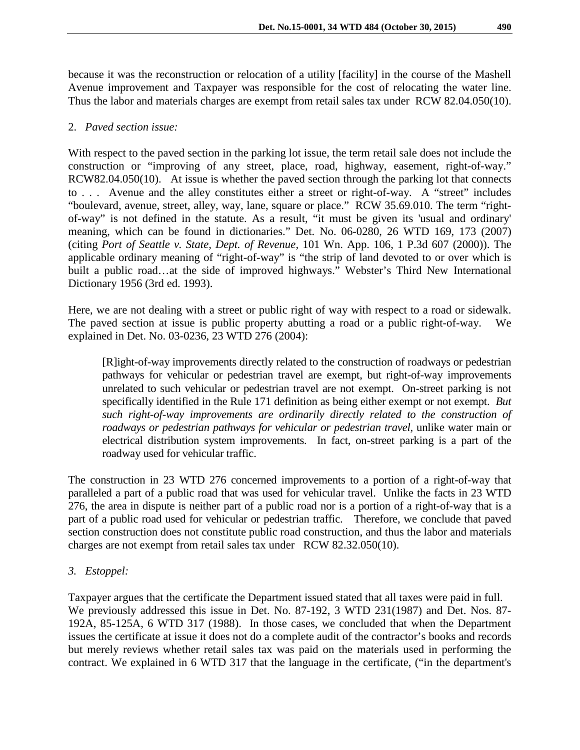because it was the reconstruction or relocation of a utility [facility] in the course of the Mashell Avenue improvement and Taxpayer was responsible for the cost of relocating the water line. Thus the labor and materials charges are exempt from retail sales tax under RCW 82.04.050(10).

2. *Paved section issue:*

With respect to the paved section in the parking lot issue, the term retail sale does not include the construction or "improving of any street, place, road, highway, easement, right-of-way." RCW82.04.050(10). At issue is whether the paved section through the parking lot that connects to . . . Avenue and the alley constitutes either a street or right-of-way. A "street" includes "boulevard, avenue, street, alley, way, lane, square or place." RCW 35.69.010. The term "right-of-way" is not defined in the statute. As a result, "it must be given its 'usual and ordinary' meaning, which can be found in dictionaries." Det. No. 06-0280, 26 WTD 169, 173 (2007) (citing *Port of Seattle v. State, Dept. of Revenue,* 101 Wn. App. 106, 1 P.3d 607 (2000)). The applicable ordinary meaning of "right-of-way" is "the strip of land devoted to or over which is built a public road…at the side of improved highways." Webster's Third New International Dictionary 1956 (3rd ed. 1993).

Here, we are not dealing with a street or public right of way with respect to a road or sidewalk. The paved section at issue is public property abutting a road or a public right-of-way. We explained in Det. No. 03-0236, 23 WTD 276 (2004):

> [R]ight-of-way improvements directly related to the construction of roadways or pedestrian pathways for vehicular or pedestrian travel are exempt, but right-of-way improvements unrelated to such vehicular or pedestrian travel are not exempt. On-street parking is not specifically identified in the Rule 171 definition as being either exempt or not exempt. *But such right-of-way improvements are ordinarily directly related to the construction of roadways or pedestrian pathways for vehicular or pedestrian travel*, unlike water main or electrical distribution system improvements. In fact, on-street parking is a part of the roadway used for vehicular traffic.

The construction in 23 WTD 276 concerned improvements to a portion of a right-of-way that paralleled a part of a public road that was used for vehicular travel. Unlike the facts in 23 WTD 276, the area in dispute is neither part of a public road nor is a portion of a right-of-way that is a part of a public road used for vehicular or pedestrian traffic. Therefore, we conclude that paved section construction does not constitute public road construction, and thus the labor and materials charges are not exempt from retail sales tax under RCW 82.32.050(10).

*3. Estoppel:*

Taxpayer argues that the certificate the Department issued stated that all taxes were paid in full. We previously addressed this issue in Det. No. 87-192, 3 WTD 231(1987) and Det. Nos. 87-192A, 85-125A, 6 WTD 317 (1988). In those cases, we concluded that when the Department issues the certificate at issue it does not do a complete audit of the contractor's books and records but merely reviews whether retail sales tax was paid on the materials used in performing the contract. We explained in 6 WTD 317 that the language in the certificate, ("in the department's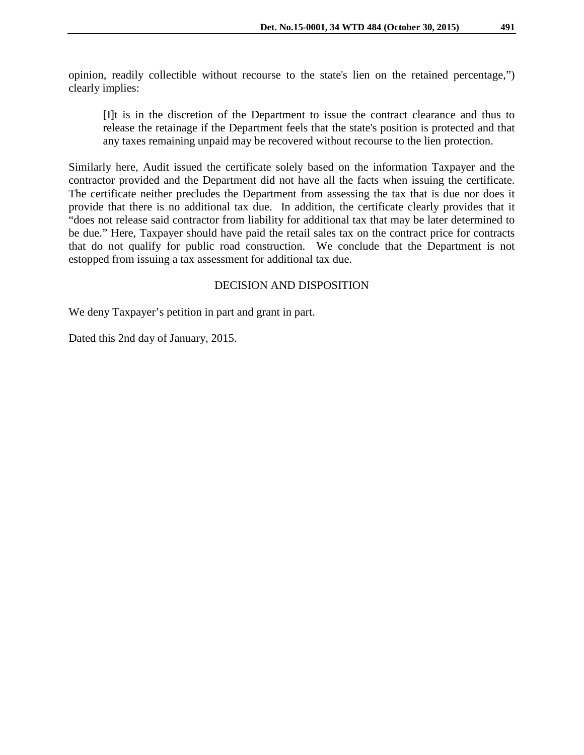opinion, readily collectible without recourse to the state's lien on the retained percentage,") clearly implies:

> [I]t is in the discretion of the Department to issue the contract clearance and thus to release the retainage if the Department feels that the state's position is protected and that any taxes remaining unpaid may be recovered without recourse to the lien protection.

Similarly here, Audit issued the certificate solely based on the information Taxpayer and the contractor provided and the Department did not have all the facts when issuing the certificate. The certificate neither precludes the Department from assessing the tax that is due nor does it provide that there is no additional tax due. In addition, the certificate clearly provides that it "does not release said contractor from liability for additional tax that may be later determined to be due." Here, Taxpayer should have paid the retail sales tax on the contract price for contracts that do not qualify for public road construction. We conclude that the Department is not estopped from issuing a tax assessment for additional tax due.

## DECISION AND DISPOSITION

We deny Taxpayer's petition in part and grant in part.

Dated this 2nd day of January, 2015.